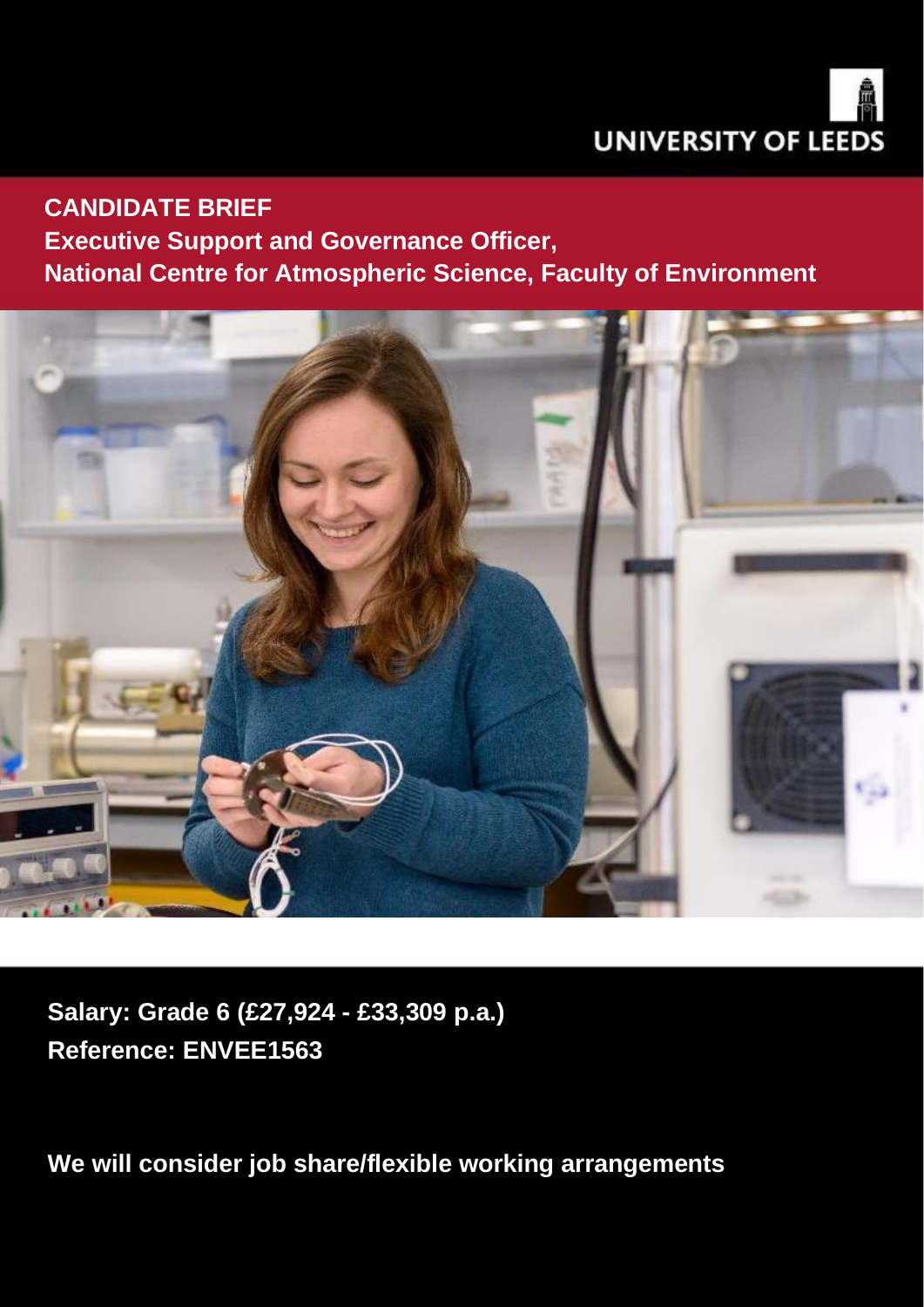UNIVERSITY OF LEEDS

# CANDIDATE BRIEF

## Executive Support and Governance Officer, National Centre for Atmospheric Science, Faculty of Environment

**Salary: Grade 6 (£27,924 - £33,309 p.a.)**

**Reference: ENVEE1563**

**We will consider job share/flexible working arrangements**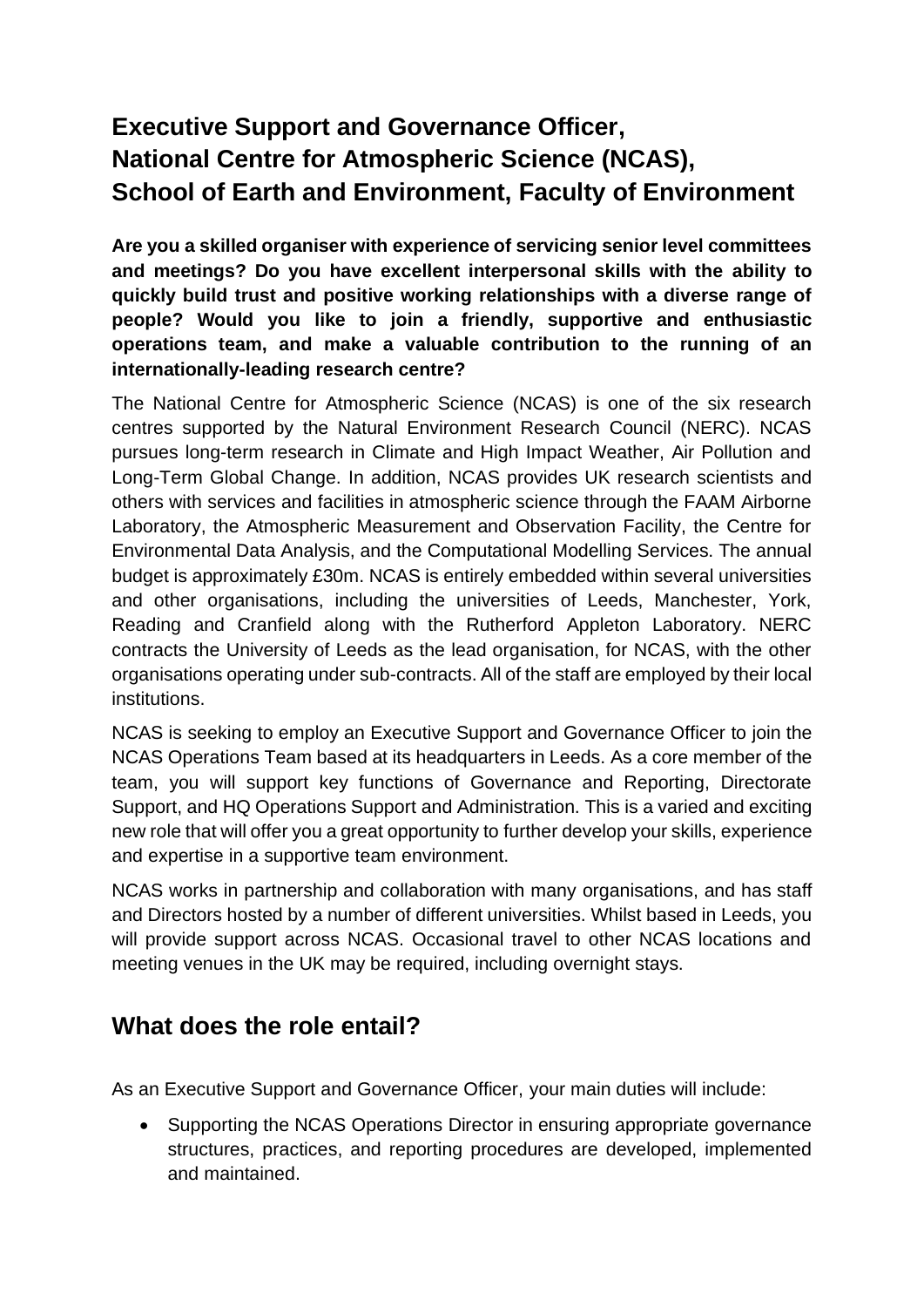# Executive Support and Governance Officer, National Centre for Atmospheric Science (NCAS), School of Earth and Environment, Faculty of Environment

**Are you a skilled organiser with experience of servicing senior level committees and meetings? Do you have excellent interpersonal skills with the ability to quickly build trust and positive working relationships with a diverse range of people? Would you like to join a friendly, supportive and enthusiastic operations team, and make a valuable contribution to the running of an internationally-leading research centre?**

The National Centre for Atmospheric Science (NCAS) is one of the six research centres supported by the Natural Environment Research Council (NERC). NCAS pursues long-term research in Climate and High Impact Weather, Air Pollution and Long-Term Global Change. In addition, NCAS provides UK research scientists and others with services and facilities in atmospheric science through the FAAM Airborne Laboratory, the Atmospheric Measurement and Observation Facility, the Centre for Environmental Data Analysis, and the Computational Modelling Services. The annual budget is approximately £30m. NCAS is entirely embedded within several universities and other organisations, including the universities of Leeds, Manchester, York, Reading and Cranfield along with the Rutherford Appleton Laboratory. NERC contracts the University of Leeds as the lead organisation, for NCAS, with the other organisations operating under sub-contracts. All of the staff are employed by their local institutions.

NCAS is seeking to employ an Executive Support and Governance Officer to join the NCAS Operations Team based at its headquarters in Leeds. As a core member of the team, you will support key functions of Governance and Reporting, Directorate Support, and HQ Operations Support and Administration. This is a varied and exciting new role that will offer you a great opportunity to further develop your skills, experience and expertise in a supportive team environment.

NCAS works in partnership and collaboration with many organisations, and has staff and Directors hosted by a number of different universities. Whilst based in Leeds, you will provide support across NCAS. Occasional travel to other NCAS locations and meeting venues in the UK may be required, including overnight stays.

## What does the role entail?

As an Executive Support and Governance Officer, your main duties will include:

- Supporting the NCAS Operations Director in ensuring appropriate governance structures, practices, and reporting procedures are developed, implemented and maintained.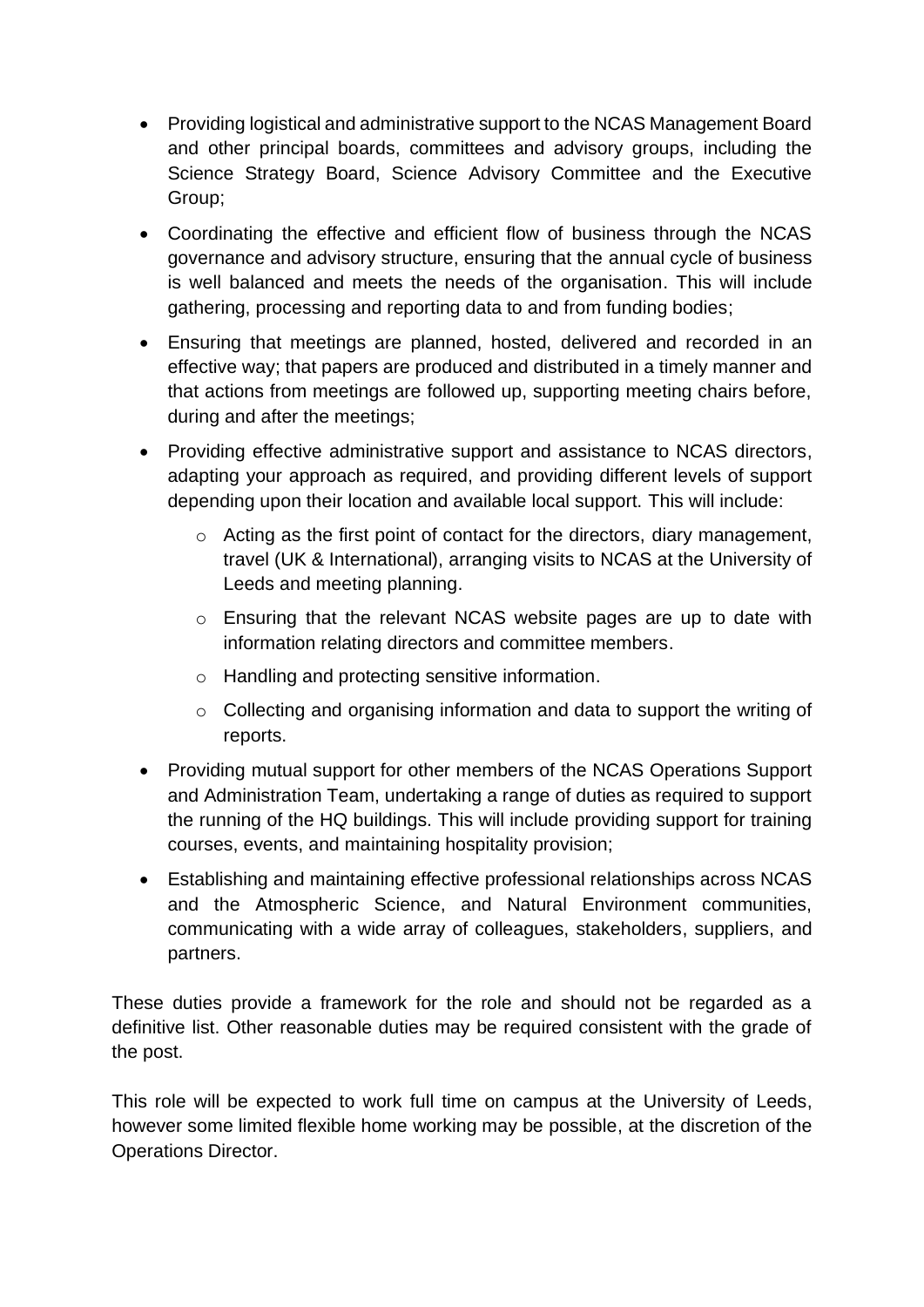- Providing logistical and administrative support to the NCAS Management Board and other principal boards, committees and advisory groups, including the Science Strategy Board, Science Advisory Committee and the Executive Group;
- Coordinating the effective and efficient flow of business through the NCAS governance and advisory structure, ensuring that the annual cycle of business is well balanced and meets the needs of the organisation. This will include gathering, processing and reporting data to and from funding bodies;
- Ensuring that meetings are planned, hosted, delivered and recorded in an effective way; that papers are produced and distributed in a timely manner and that actions from meetings are followed up, supporting meeting chairs before, during and after the meetings;
- Providing effective administrative support and assistance to NCAS directors, adapting your approach as required, and providing different levels of support depending upon their location and available local support. This will include:
  - Acting as the first point of contact for the directors, diary management, travel (UK & International), arranging visits to NCAS at the University of Leeds and meeting planning.
  - Ensuring that the relevant NCAS website pages are up to date with information relating directors and committee members.
  - Handling and protecting sensitive information.
  - Collecting and organising information and data to support the writing of reports.
- Providing mutual support for other members of the NCAS Operations Support and Administration Team, undertaking a range of duties as required to support the running of the HQ buildings. This will include providing support for training courses, events, and maintaining hospitality provision;
- Establishing and maintaining effective professional relationships across NCAS and the Atmospheric Science, and Natural Environment communities, communicating with a wide array of colleagues, stakeholders, suppliers, and partners.

These duties provide a framework for the role and should not be regarded as a definitive list. Other reasonable duties may be required consistent with the grade of the post.

This role will be expected to work full time on campus at the University of Leeds, however some limited flexible home working may be possible, at the discretion of the Operations Director.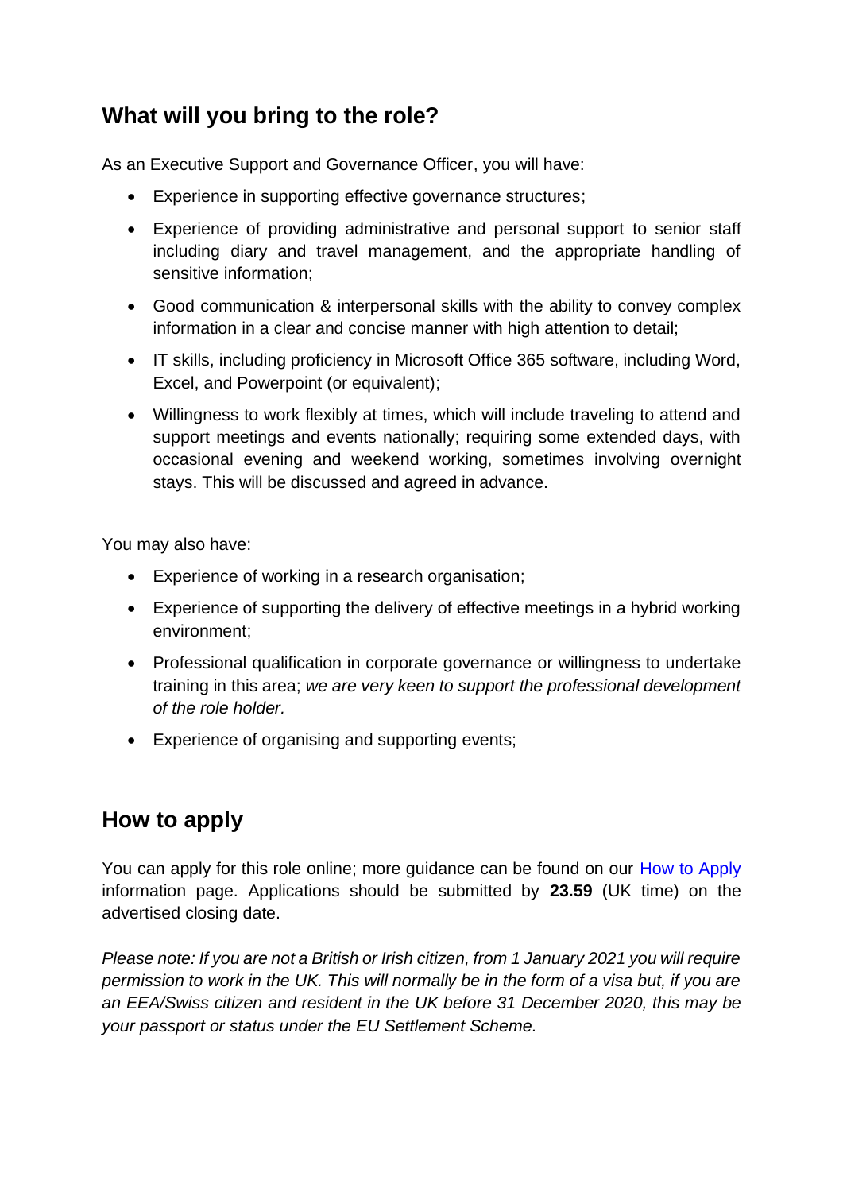## What will you bring to the role?

As an Executive Support and Governance Officer, you will have:

- Experience in supporting effective governance structures;
- Experience of providing administrative and personal support to senior staff including diary and travel management, and the appropriate handling of sensitive information;
- Good communication & interpersonal skills with the ability to convey complex information in a clear and concise manner with high attention to detail;
- IT skills, including proficiency in Microsoft Office 365 software, including Word, Excel, and Powerpoint (or equivalent);
- Willingness to work flexibly at times, which will include traveling to attend and support meetings and events nationally; requiring some extended days, with occasional evening and weekend working, sometimes involving overnight stays. This will be discussed and agreed in advance.

You may also have:

- Experience of working in a research organisation;
- Experience of supporting the delivery of effective meetings in a hybrid working environment;
- Professional qualification in corporate governance or willingness to undertake training in this area; *we are very keen to support the professional development of the role holder.*
- Experience of organising and supporting events;

## How to apply

You can apply for this role online; more guidance can be found on our [How to Apply] information page. Applications should be submitted by **23.59** (UK time) on the advertised closing date.

*Please note: If you are not a British or Irish citizen, from 1 January 2021 you will require permission to work in the UK. This will normally be in the form of a visa but, if you are an EEA/Swiss citizen and resident in the UK before 31 December 2020, this may be your passport or status under the EU Settlement Scheme.*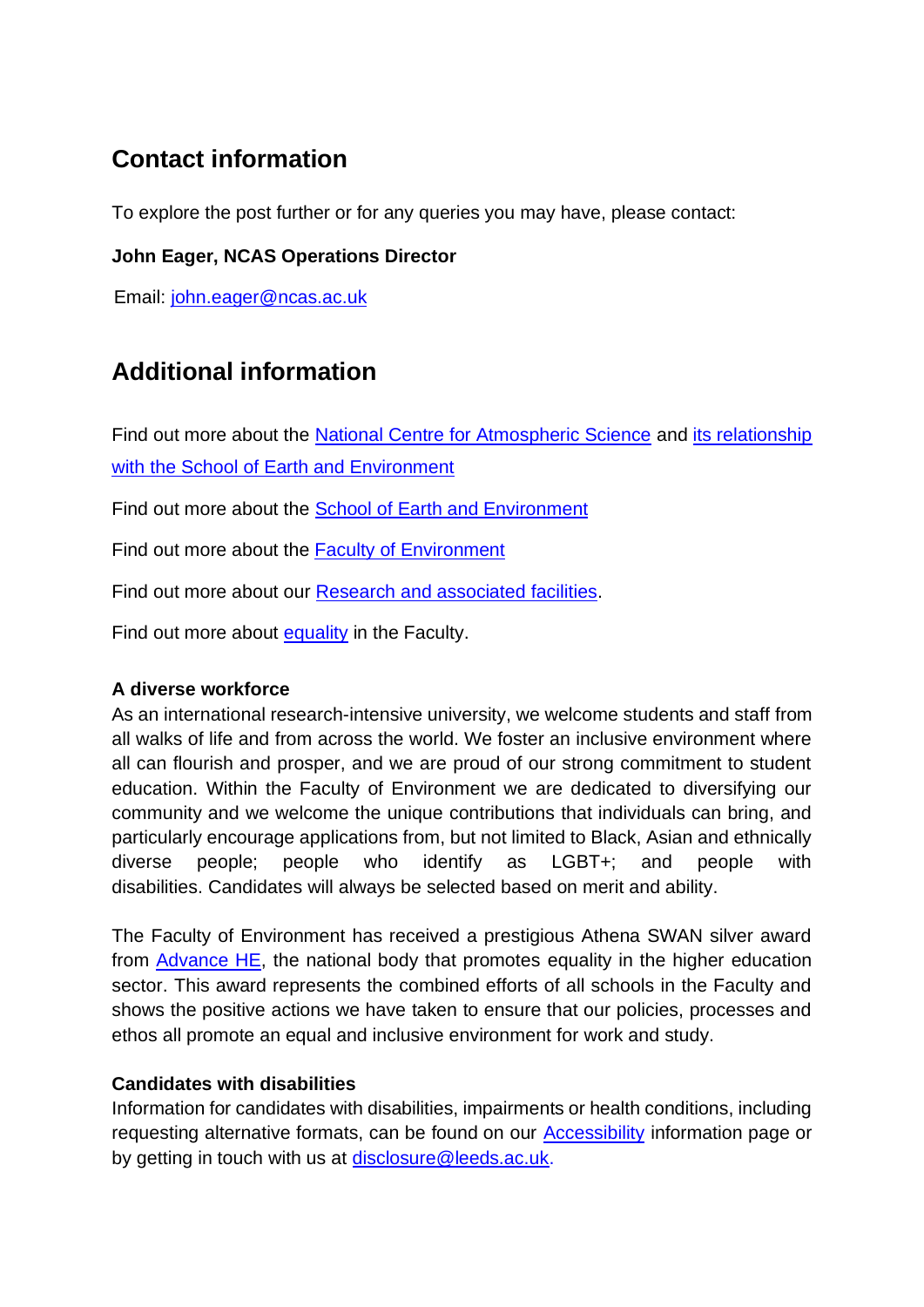## Contact information

To explore the post further or for any queries you may have, please contact:

**John Eager, NCAS Operations Director**

Email: [john.eager@ncas.ac.uk](mailto:john.eager@ncas.ac.uk)

## Additional information

Find out more about the National Centre for Atmospheric Science and its relationship with the School of Earth and Environment

Find out more about the School of Earth and Environment

Find out more about the Faculty of Environment

Find out more about our Research and associated facilities.

Find out more about equality in the Faculty.

**A diverse workforce**

As an international research-intensive university, we welcome students and staff from all walks of life and from across the world. We foster an inclusive environment where all can flourish and prosper, and we are proud of our strong commitment to student education. Within the Faculty of Environment we are dedicated to diversifying our community and we welcome the unique contributions that individuals can bring, and particularly encourage applications from, but not limited to Black, Asian and ethnically diverse people; people who identify as LGBT+; and people with disabilities. Candidates will always be selected based on merit and ability.

The Faculty of Environment has received a prestigious Athena SWAN silver award from Advance HE, the national body that promotes equality in the higher education sector. This award represents the combined efforts of all schools in the Faculty and shows the positive actions we have taken to ensure that our policies, processes and ethos all promote an equal and inclusive environment for work and study.

**Candidates with disabilities**

Information for candidates with disabilities, impairments or health conditions, including requesting alternative formats, can be found on our Accessibility information page or by getting in touch with us at [disclosure@leeds.ac.uk](mailto:disclosure@leeds.ac.uk).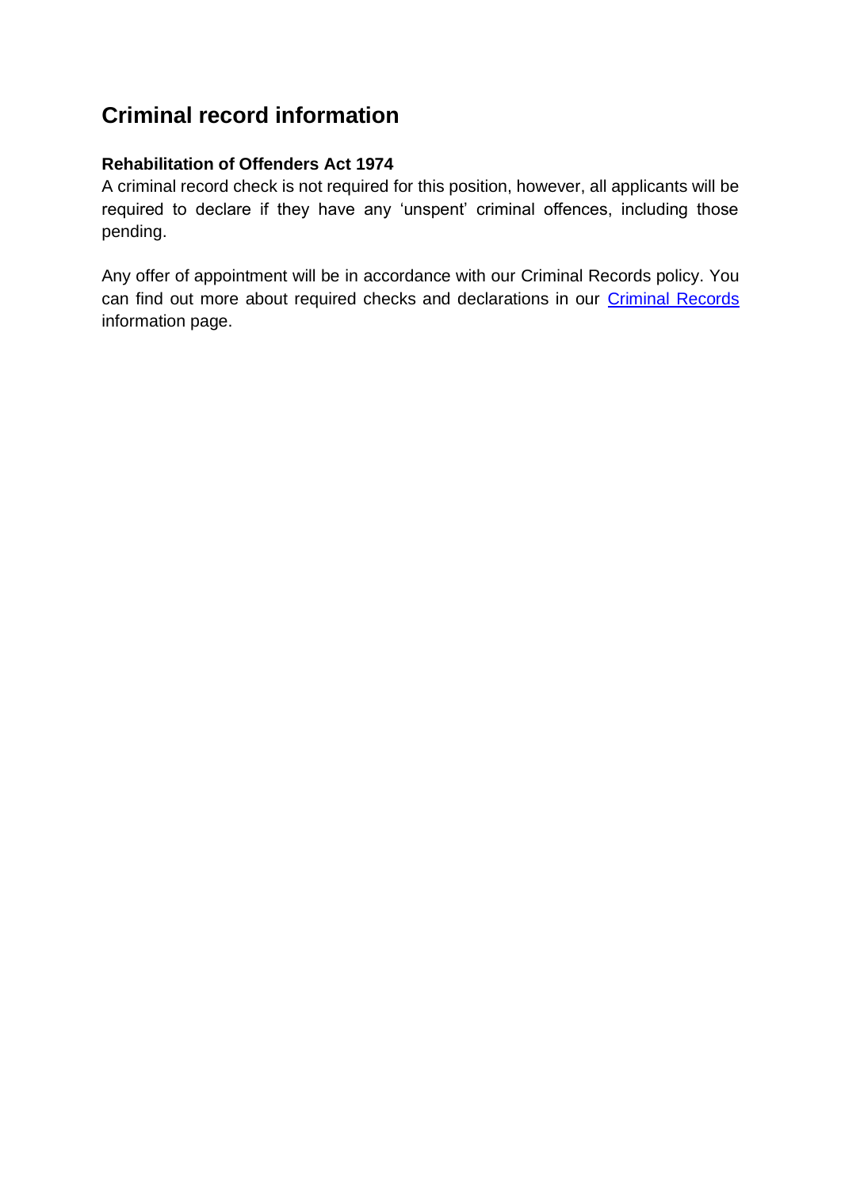## Criminal record information

**Rehabilitation of Offenders Act 1974**

A criminal record check is not required for this position, however, all applicants will be required to declare if they have any 'unspent' criminal offences, including those pending.

Any offer of appointment will be in accordance with our Criminal Records policy. You can find out more about required checks and declarations in our Criminal Records information page.